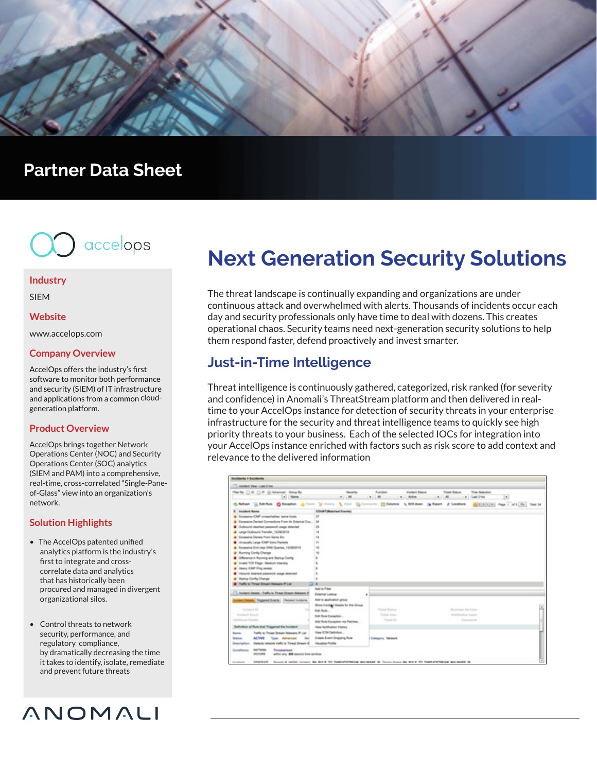# Partner Data Sheet

accelops

### Industry

SIEM

### Website

www.accelops.com

### Company Overview

AccelOps offers the industry's first software to monitor both performance and security (SIEM) of IT infrastructure and applications from a common cloud-generation platform.

### Product Overview

AccelOps brings together Network Operations Center (NOC) and Security Operations Center (SOC) analytics (SIEM and PAM) into a comprehensive, real-time, cross-correlated "Single-Pane-of-Glass" view into an organization's network.

### Solution Highlights

- The AccelOps patented unified analytics platform is the industry's first to integrate and cross-correlate data and analytics that has historically been procured and managed in divergent organizational silos.
- Control threats to network security, performance, and regulatory compliance, by dramatically decreasing the time it takes to identify, isolate, remediate and prevent future threats

ANOMALI

# Next Generation Security Solutions

The threat landscape is continually expanding and organizations are under continuous attack and overwhelmed with alerts. Thousands of incidents occur each day and security professionals only have time to deal with dozens. This creates operational chaos. Security teams need next-generation security solutions to help them respond faster, defend proactively and invest smarter.

## Just-in-Time Intelligence

Threat intelligence is continuously gathered, categorized, risk ranked (for severity and confidence) in Anomali's ThreatStream platform and then delivered in real-time to your AccelOps instance for detection of security threats in your enterprise infrastructure for the security and threat intelligence teams to quickly see high priority threats to your business. Each of the selected IOCs for integration into your AccelOps instance enriched with factors such as risk score to add context and relevance to the delivered information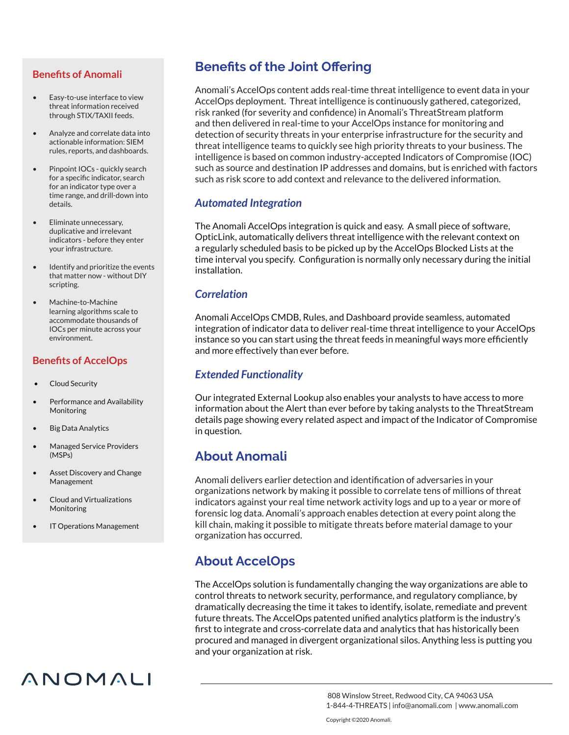## Benefits of Anomali

- Easy-to-use interface to view threat information received through STIX/TAXII feeds.
- Analyze and correlate data into actionable information: SIEM rules, reports, and dashboards.
- Pinpoint IOCs - quickly search for a specific indicator, search for an indicator type over a time range, and drill-down into details.
- Eliminate unnecessary, duplicative and irrelevant indicators - before they enter your infrastructure.
- Identify and prioritize the events that matter now - without DIY scripting.
- Machine-to-Machine learning algorithms scale to accommodate thousands of IOCs per minute across your environment.

## Benefits of AccelOps

- Cloud Security
- Performance and Availability Monitoring
- Big Data Analytics
- Managed Service Providers (MSPs)
- Asset Discovery and Change Management
- Cloud and Virtualizations Monitoring
- IT Operations Management

# Benefits of the Joint Offering

Anomali's AccelOps content adds real-time threat intelligence to event data in your AccelOps deployment. Threat intelligence is continuously gathered, categorized, risk ranked (for severity and confidence) in Anomali's ThreatStream platform and then delivered in real-time to your AccelOps instance for monitoring and detection of security threats in your enterprise infrastructure for the security and threat intelligence teams to quickly see high priority threats to your business. The intelligence is based on common industry-accepted Indicators of Compromise (IOC) such as source and destination IP addresses and domains, but is enriched with factors such as risk score to add context and relevance to the delivered information.

### *Automated Integration*

The Anomali AccelOps integration is quick and easy. A small piece of software, OpticLink, automatically delivers threat intelligence with the relevant context on a regularly scheduled basis to be picked up by the AccelOps Blocked Lists at the time interval you specify. Configuration is normally only necessary during the initial installation.

### *Correlation*

Anomali AccelOps CMDB, Rules, and Dashboard provide seamless, automated integration of indicator data to deliver real-time threat intelligence to your AccelOps instance so you can start using the threat feeds in meaningful ways more efficiently and more effectively than ever before.

### *Extended Functionality*

Our integrated External Lookup also enables your analysts to have access to more information about the Alert than ever before by taking analysts to the ThreatStream details page showing every related aspect and impact of the Indicator of Compromise in question.

## About Anomali

Anomali delivers earlier detection and identification of adversaries in your organizations network by making it possible to correlate tens of millions of threat indicators against your real time network activity logs and up to a year or more of forensic log data. Anomali's approach enables detection at every point along the kill chain, making it possible to mitigate threats before material damage to your organization has occurred.

## About AccelOps

The AccelOps solution is fundamentally changing the way organizations are able to control threats to network security, performance, and regulatory compliance, by dramatically decreasing the time it takes to identify, isolate, remediate and prevent future threats. The AccelOps patented unified analytics platform is the industry's first to integrate and cross-correlate data and analytics that has historically been procured and managed in divergent organizational silos. Anything less is putting you and your organization at risk.

ANOMALI

808 Winslow Street, Redwood City, CA 94063 USA
1-844-4-THREATS | info@anomali.com | www.anomali.com

Copyright ©2020 Anomali.